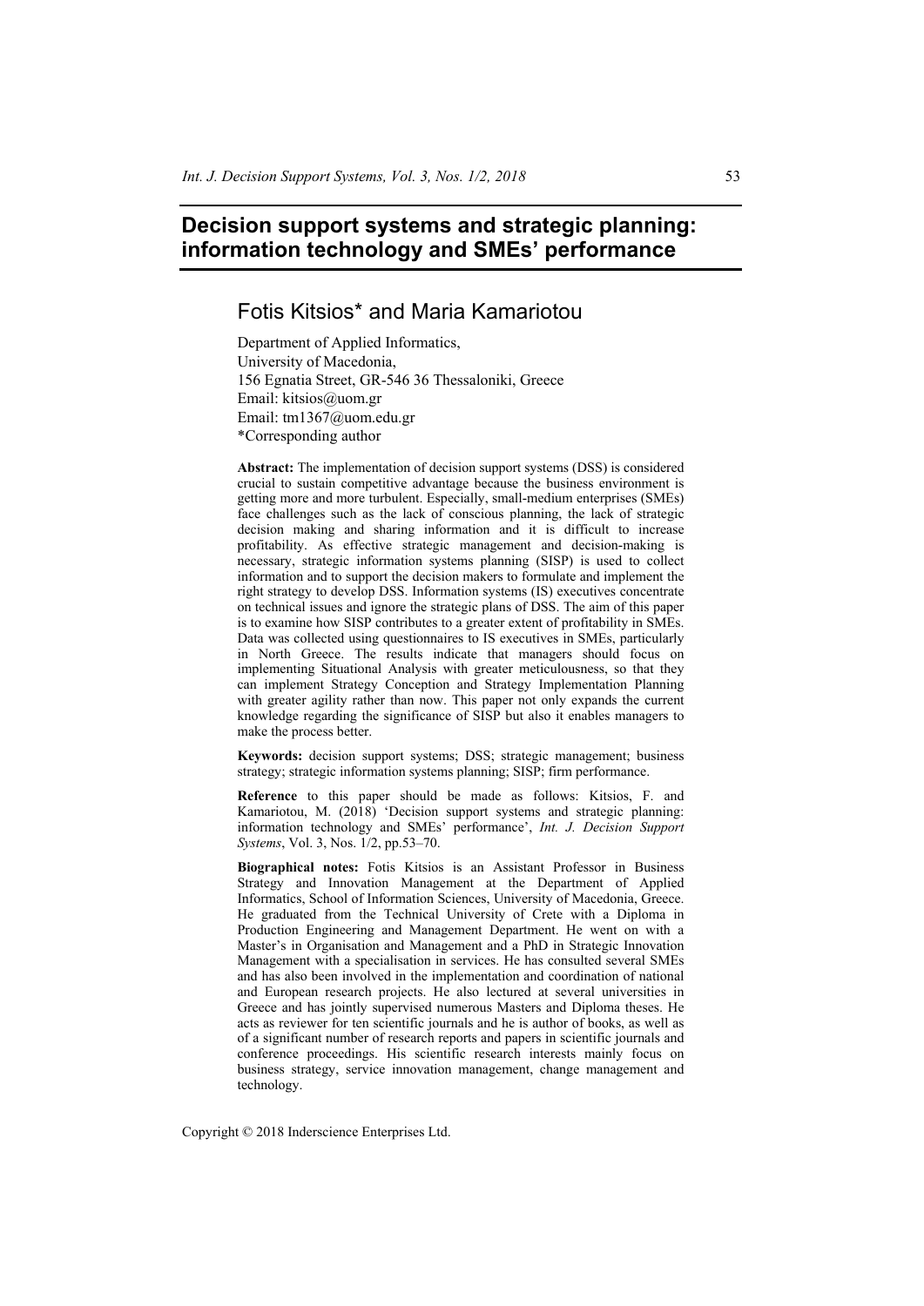# Decision support systems and strategic planning: information technology and SMEs' performance

## Fotis Kitsios* and Maria Kamariotou

Department of Applied Informatics,
University of Macedonia,
156 Egnatia Street, GR-546 36 Thessaloniki, Greece
Email: kitsios@uom.gr
Email: tm1367@uom.edu.gr
*Corresponding author

**Abstract:** The implementation of decision support systems (DSS) is considered crucial to sustain competitive advantage because the business environment is getting more and more turbulent. Especially, small-medium enterprises (SMEs) face challenges such as the lack of conscious planning, the lack of strategic decision making and sharing information and it is difficult to increase profitability. As effective strategic management and decision-making is necessary, strategic information systems planning (SISP) is used to collect information and to support the decision makers to formulate and implement the right strategy to develop DSS. Information systems (IS) executives concentrate on technical issues and ignore the strategic plans of DSS. The aim of this paper is to examine how SISP contributes to a greater extent of profitability in SMEs. Data was collected using questionnaires to IS executives in SMEs, particularly in North Greece. The results indicate that managers should focus on implementing Situational Analysis with greater meticulousness, so that they can implement Strategy Conception and Strategy Implementation Planning with greater agility rather than now. This paper not only expands the current knowledge regarding the significance of SISP but also it enables managers to make the process better.

**Keywords:** decision support systems; DSS; strategic management; business strategy; strategic information systems planning; SISP; firm performance.

**Reference** to this paper should be made as follows: Kitsios, F. and Kamariotou, M. (2018) 'Decision support systems and strategic planning: information technology and SMEs' performance', *Int. J. Decision Support Systems*, Vol. 3, Nos. 1/2, pp.53–70.

**Biographical notes:** Fotis Kitsios is an Assistant Professor in Business Strategy and Innovation Management at the Department of Applied Informatics, School of Information Sciences, University of Macedonia, Greece. He graduated from the Technical University of Crete with a Diploma in Production Engineering and Management Department. He went on with a Master's in Organisation and Management and a PhD in Strategic Innovation Management with a specialisation in services. He has consulted several SMEs and has also been involved in the implementation and coordination of national and European research projects. He also lectured at several universities in Greece and has jointly supervised numerous Masters and Diploma theses. He acts as reviewer for ten scientific journals and he is author of books, as well as of a significant number of research reports and papers in scientific journals and conference proceedings. His scientific research interests mainly focus on business strategy, service innovation management, change management and technology.

Copyright © 2018 Inderscience Enterprises Ltd.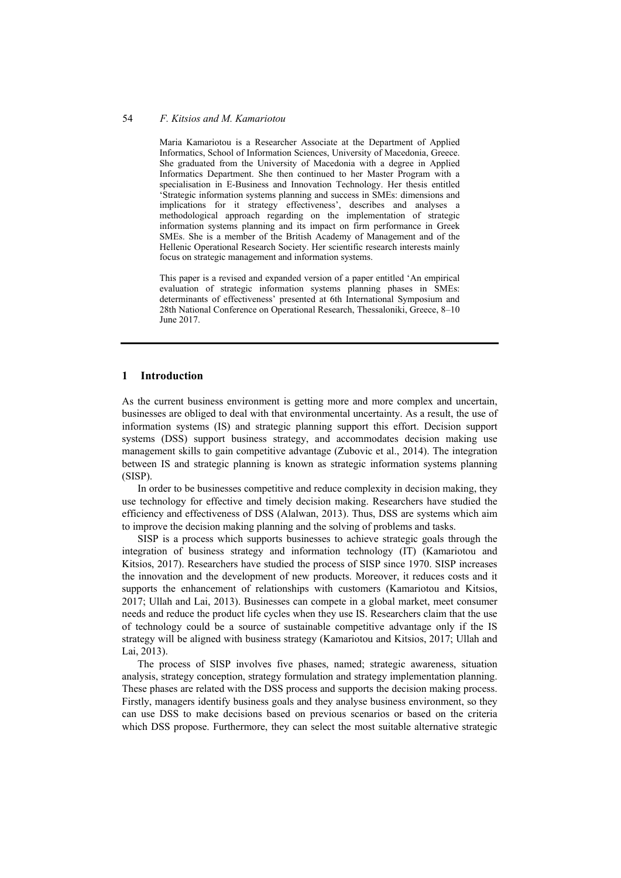Maria Kamariotou is a Researcher Associate at the Department of Applied Informatics, School of Information Sciences, University of Macedonia, Greece. She graduated from the University of Macedonia with a degree in Applied Informatics Department. She then continued to her Master Program with a specialisation in E-Business and Innovation Technology. Her thesis entitled 'Strategic information systems planning and success in SMEs: dimensions and implications for it strategy effectiveness', describes and analyses a methodological approach regarding on the implementation of strategic information systems planning and its impact on firm performance in Greek SMEs. She is a member of the British Academy of Management and of the Hellenic Operational Research Society. Her scientific research interests mainly focus on strategic management and information systems.

This paper is a revised and expanded version of a paper entitled 'An empirical evaluation of strategic information systems planning phases in SMEs: determinants of effectiveness' presented at 6th International Symposium and 28th National Conference on Operational Research, Thessaloniki, Greece, 8–10 June 2017.

## 1 Introduction

As the current business environment is getting more and more complex and uncertain, businesses are obliged to deal with that environmental uncertainty. As a result, the use of information systems (IS) and strategic planning support this effort. Decision support systems (DSS) support business strategy, and accommodates decision making use management skills to gain competitive advantage (Zubovic et al., 2014). The integration between IS and strategic planning is known as strategic information systems planning (SISP).

In order to be businesses competitive and reduce complexity in decision making, they use technology for effective and timely decision making. Researchers have studied the efficiency and effectiveness of DSS (Alalwan, 2013). Thus, DSS are systems which aim to improve the decision making planning and the solving of problems and tasks.

SISP is a process which supports businesses to achieve strategic goals through the integration of business strategy and information technology (IT) (Kamariotou and Kitsios, 2017). Researchers have studied the process of SISP since 1970. SISP increases the innovation and the development of new products. Moreover, it reduces costs and it supports the enhancement of relationships with customers (Kamariotou and Kitsios, 2017; Ullah and Lai, 2013). Businesses can compete in a global market, meet consumer needs and reduce the product life cycles when they use IS. Researchers claim that the use of technology could be a source of sustainable competitive advantage only if the IS strategy will be aligned with business strategy (Kamariotou and Kitsios, 2017; Ullah and Lai, 2013).

The process of SISP involves five phases, named; strategic awareness, situation analysis, strategy conception, strategy formulation and strategy implementation planning. These phases are related with the DSS process and supports the decision making process. Firstly, managers identify business goals and they analyse business environment, so they can use DSS to make decisions based on previous scenarios or based on the criteria which DSS propose. Furthermore, they can select the most suitable alternative strategic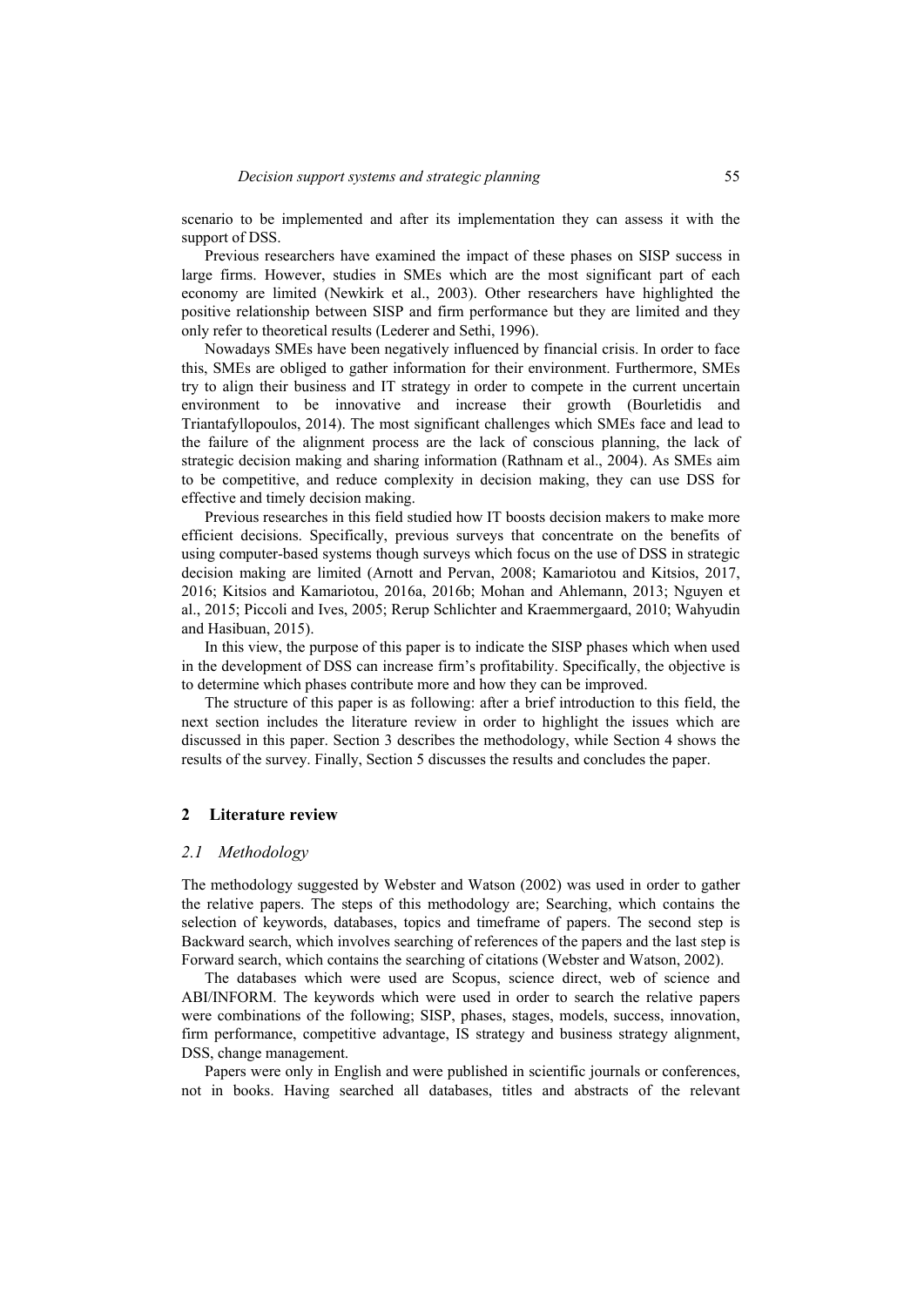scenario to be implemented and after its implementation they can assess it with the support of DSS.

Previous researchers have examined the impact of these phases on SISP success in large firms. However, studies in SMEs which are the most significant part of each economy are limited (Newkirk et al., 2003). Other researchers have highlighted the positive relationship between SISP and firm performance but they are limited and they only refer to theoretical results (Lederer and Sethi, 1996).

Nowadays SMEs have been negatively influenced by financial crisis. In order to face this, SMEs are obliged to gather information for their environment. Furthermore, SMEs try to align their business and IT strategy in order to compete in the current uncertain environment to be innovative and increase their growth (Bourletidis and Triantafyllopoulos, 2014). The most significant challenges which SMEs face and lead to the failure of the alignment process are the lack of conscious planning, the lack of strategic decision making and sharing information (Rathnam et al., 2004). As SMEs aim to be competitive, and reduce complexity in decision making, they can use DSS for effective and timely decision making.

Previous researches in this field studied how IT boosts decision makers to make more efficient decisions. Specifically, previous surveys that concentrate on the benefits of using computer-based systems though surveys which focus on the use of DSS in strategic decision making are limited (Arnott and Pervan, 2008; Kamariotou and Kitsios, 2017, 2016; Kitsios and Kamariotou, 2016a, 2016b; Mohan and Ahlemann, 2013; Nguyen et al., 2015; Piccoli and Ives, 2005; Rerup Schlichter and Kraemmergaard, 2010; Wahyudin and Hasibuan, 2015).

In this view, the purpose of this paper is to indicate the SISP phases which when used in the development of DSS can increase firm's profitability. Specifically, the objective is to determine which phases contribute more and how they can be improved.

The structure of this paper is as following: after a brief introduction to this field, the next section includes the literature review in order to highlight the issues which are discussed in this paper. Section 3 describes the methodology, while Section 4 shows the results of the survey. Finally, Section 5 discusses the results and concludes the paper.

## 2 Literature review

### *2.1 Methodology*

The methodology suggested by Webster and Watson (2002) was used in order to gather the relative papers. The steps of this methodology are; Searching, which contains the selection of keywords, databases, topics and timeframe of papers. The second step is Backward search, which involves searching of references of the papers and the last step is Forward search, which contains the searching of citations (Webster and Watson, 2002).

The databases which were used are Scopus, science direct, web of science and ABI/INFORM. The keywords which were used in order to search the relative papers were combinations of the following; SISP, phases, stages, models, success, innovation, firm performance, competitive advantage, IS strategy and business strategy alignment, DSS, change management.

Papers were only in English and were published in scientific journals or conferences, not in books. Having searched all databases, titles and abstracts of the relevant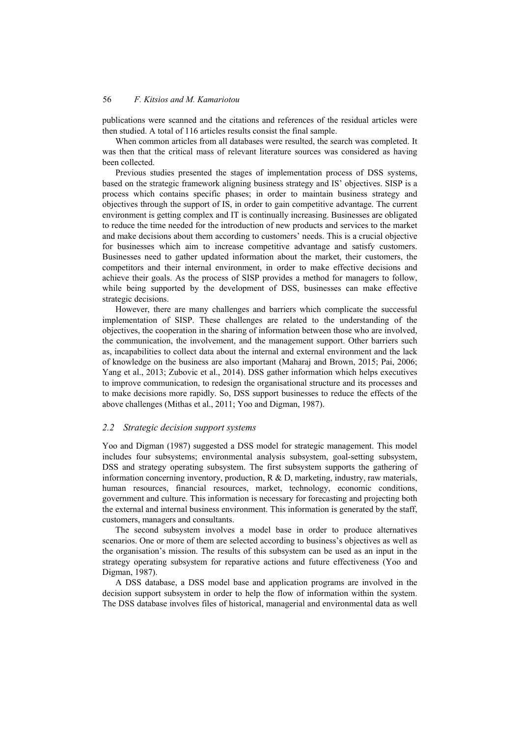publications were scanned and the citations and references of the residual articles were then studied. A total of 116 articles results consist the final sample.

When common articles from all databases were resulted, the search was completed. It was then that the critical mass of relevant literature sources was considered as having been collected.

Previous studies presented the stages of implementation process of DSS systems, based on the strategic framework aligning business strategy and IS' objectives. SISP is a process which contains specific phases; in order to maintain business strategy and objectives through the support of IS, in order to gain competitive advantage. The current environment is getting complex and IT is continually increasing. Businesses are obligated to reduce the time needed for the introduction of new products and services to the market and make decisions about them according to customers' needs. This is a crucial objective for businesses which aim to increase competitive advantage and satisfy customers. Businesses need to gather updated information about the market, their customers, the competitors and their internal environment, in order to make effective decisions and achieve their goals. As the process of SISP provides a method for managers to follow, while being supported by the development of DSS, businesses can make effective strategic decisions.

However, there are many challenges and barriers which complicate the successful implementation of SISP. These challenges are related to the understanding of the objectives, the cooperation in the sharing of information between those who are involved, the communication, the involvement, and the management support. Other barriers such as, incapabilities to collect data about the internal and external environment and the lack of knowledge on the business are also important (Maharaj and Brown, 2015; Pai, 2006; Yang et al., 2013; Zubovic et al., 2014). DSS gather information which helps executives to improve communication, to redesign the organisational structure and its processes and to make decisions more rapidly. So, DSS support businesses to reduce the effects of the above challenges (Mithas et al., 2011; Yoo and Digman, 1987).

## *2.2 Strategic decision support systems*

Yoo and Digman (1987) suggested a DSS model for strategic management. This model includes four subsystems; environmental analysis subsystem, goal-setting subsystem, DSS and strategy operating subsystem. The first subsystem supports the gathering of information concerning inventory, production, R & D, marketing, industry, raw materials, human resources, financial resources, market, technology, economic conditions, government and culture. This information is necessary for forecasting and projecting both the external and internal business environment. This information is generated by the staff, customers, managers and consultants.

The second subsystem involves a model base in order to produce alternatives scenarios. One or more of them are selected according to business's objectives as well as the organisation's mission. The results of this subsystem can be used as an input in the strategy operating subsystem for reparative actions and future effectiveness (Yoo and Digman, 1987).

A DSS database, a DSS model base and application programs are involved in the decision support subsystem in order to help the flow of information within the system. The DSS database involves files of historical, managerial and environmental data as well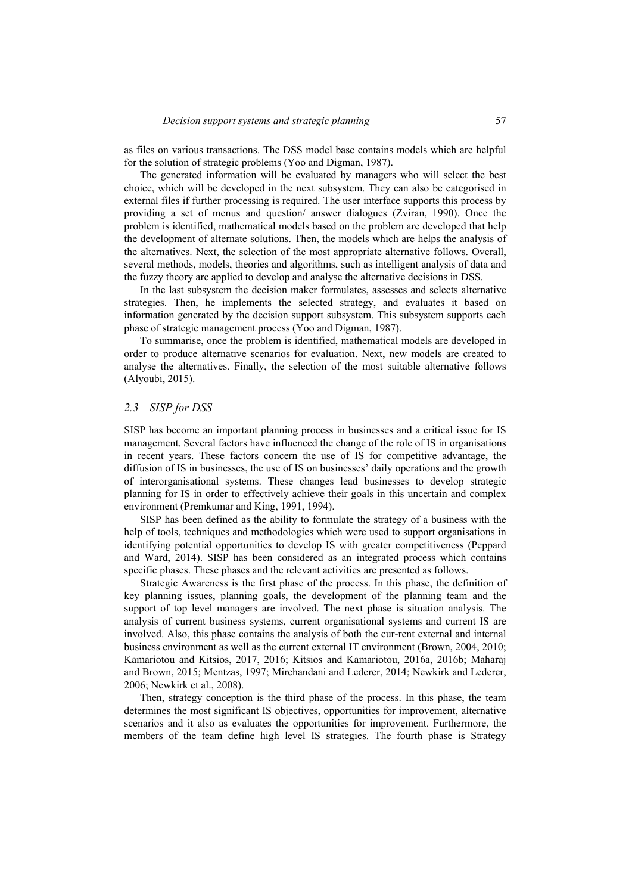as files on various transactions. The DSS model base contains models which are helpful for the solution of strategic problems (Yoo and Digman, 1987).

The generated information will be evaluated by managers who will select the best choice, which will be developed in the next subsystem. They can also be categorised in external files if further processing is required. The user interface supports this process by providing a set of menus and question/ answer dialogues (Zviran, 1990). Once the problem is identified, mathematical models based on the problem are developed that help the development of alternate solutions. Then, the models which are helps the analysis of the alternatives. Next, the selection of the most appropriate alternative follows. Overall, several methods, models, theories and algorithms, such as intelligent analysis of data and the fuzzy theory are applied to develop and analyse the alternative decisions in DSS.

In the last subsystem the decision maker formulates, assesses and selects alternative strategies. Then, he implements the selected strategy, and evaluates it based on information generated by the decision support subsystem. This subsystem supports each phase of strategic management process (Yoo and Digman, 1987).

To summarise, once the problem is identified, mathematical models are developed in order to produce alternative scenarios for evaluation. Next, new models are created to analyse the alternatives. Finally, the selection of the most suitable alternative follows (Alyoubi, 2015).

### *2.3 SISP for DSS*

SISP has become an important planning process in businesses and a critical issue for IS management. Several factors have influenced the change of the role of IS in organisations in recent years. These factors concern the use of IS for competitive advantage, the diffusion of IS in businesses, the use of IS on businesses' daily operations and the growth of interorganisational systems. These changes lead businesses to develop strategic planning for IS in order to effectively achieve their goals in this uncertain and complex environment (Premkumar and King, 1991, 1994).

SISP has been defined as the ability to formulate the strategy of a business with the help of tools, techniques and methodologies which were used to support organisations in identifying potential opportunities to develop IS with greater competitiveness (Peppard and Ward, 2014). SISP has been considered as an integrated process which contains specific phases. These phases and the relevant activities are presented as follows.

Strategic Awareness is the first phase of the process. In this phase, the definition of key planning issues, planning goals, the development of the planning team and the support of top level managers are involved. The next phase is situation analysis. The analysis of current business systems, current organisational systems and current IS are involved. Also, this phase contains the analysis of both the cur-rent external and internal business environment as well as the current external IT environment (Brown, 2004, 2010; Kamariotou and Kitsios, 2017, 2016; Kitsios and Kamariotou, 2016a, 2016b; Maharaj and Brown, 2015; Mentzas, 1997; Mirchandani and Lederer, 2014; Newkirk and Lederer, 2006; Newkirk et al., 2008).

Then, strategy conception is the third phase of the process. In this phase, the team determines the most significant IS objectives, opportunities for improvement, alternative scenarios and it also as evaluates the opportunities for improvement. Furthermore, the members of the team define high level IS strategies. The fourth phase is Strategy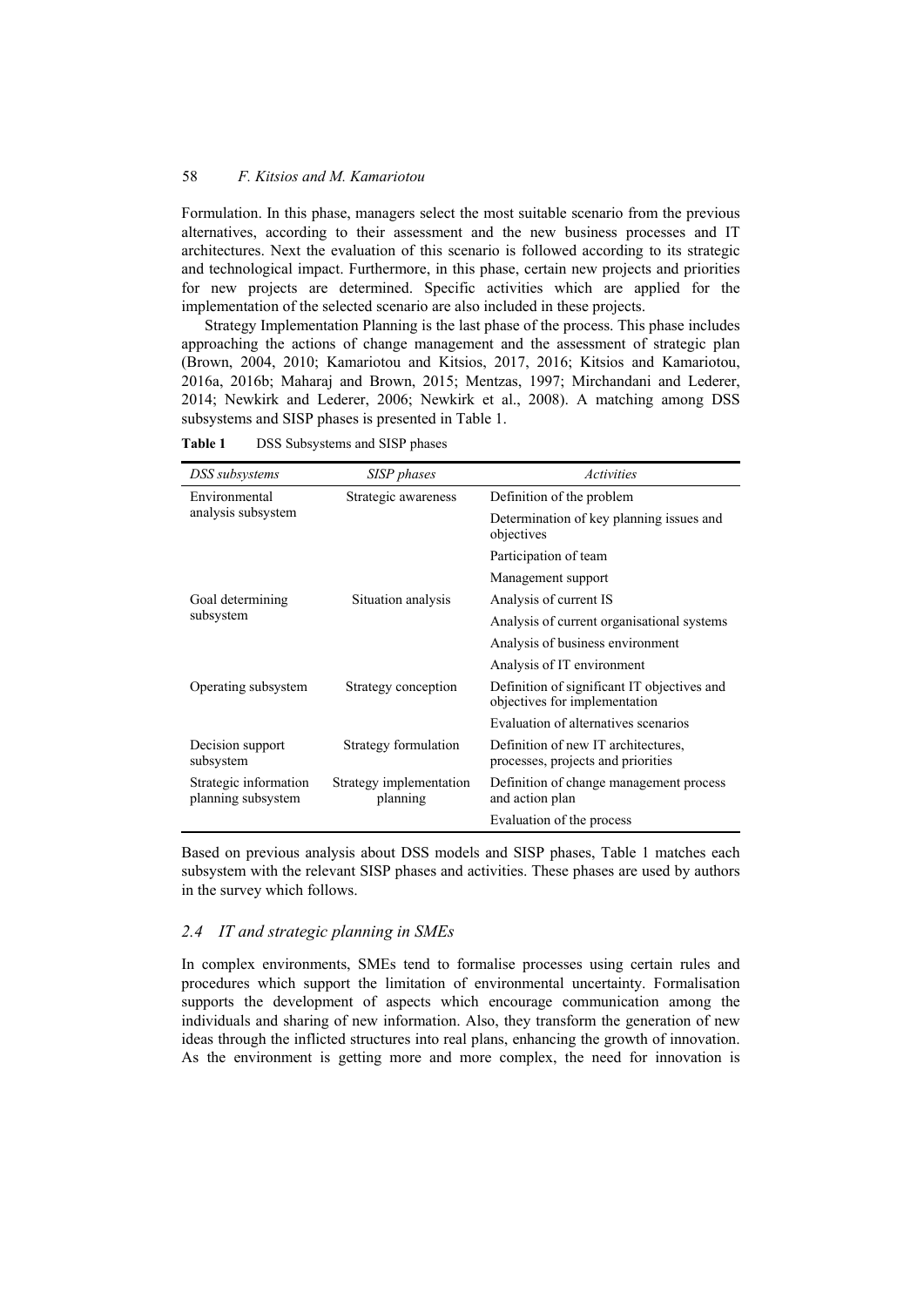Formulation. In this phase, managers select the most suitable scenario from the previous alternatives, according to their assessment and the new business processes and IT architectures. Next the evaluation of this scenario is followed according to its strategic and technological impact. Furthermore, in this phase, certain new projects and priorities for new projects are determined. Specific activities which are applied for the implementation of the selected scenario are also included in these projects.

Strategy Implementation Planning is the last phase of the process. This phase includes approaching the actions of change management and the assessment of strategic plan (Brown, 2004, 2010; Kamariotou and Kitsios, 2017, 2016; Kitsios and Kamariotou, 2016a, 2016b; Maharaj and Brown, 2015; Mentzas, 1997; Mirchandani and Lederer, 2014; Newkirk and Lederer, 2006; Newkirk et al., 2008). A matching among DSS subsystems and SISP phases is presented in Table 1.

**Table 1** DSS Subsystems and SISP phases

| *DSS subsystems* | *SISP phases* | *Activities* |
|---|---|---|
| Environmental analysis subsystem | Strategic awareness | Definition of the problem |
| | | Determination of key planning issues and objectives |
| | | Participation of team |
| | | Management support |
| Goal determining subsystem | Situation analysis | Analysis of current IS |
| | | Analysis of current organisational systems |
| | | Analysis of business environment |
| | | Analysis of IT environment |
| Operating subsystem | Strategy conception | Definition of significant IT objectives and objectives for implementation |
| | | Evaluation of alternatives scenarios |
| Decision support subsystem | Strategy formulation | Definition of new IT architectures, processes, projects and priorities |
| Strategic information planning subsystem | Strategy implementation planning | Definition of change management process and action plan |
| | | Evaluation of the process |

Based on previous analysis about DSS models and SISP phases, Table 1 matches each subsystem with the relevant SISP phases and activities. These phases are used by authors in the survey which follows.

### *2.4 IT and strategic planning in SMEs*

In complex environments, SMEs tend to formalise processes using certain rules and procedures which support the limitation of environmental uncertainty. Formalisation supports the development of aspects which encourage communication among the individuals and sharing of new information. Also, they transform the generation of new ideas through the inflicted structures into real plans, enhancing the growth of innovation. As the environment is getting more and more complex, the need for innovation is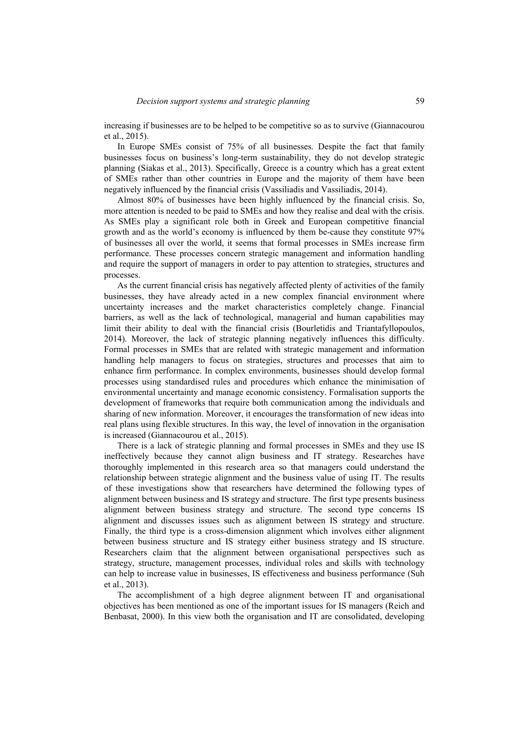increasing if businesses are to be helped to be competitive so as to survive (Giannacourou et al., 2015).

In Europe SMEs consist of 75% of all businesses. Despite the fact that family businesses focus on business's long-term sustainability, they do not develop strategic planning (Siakas et al., 2013). Specifically, Greece is a country which has a great extent of SMEs rather than other countries in Europe and the majority of them have been negatively influenced by the financial crisis (Vassiliadis and Vassiliadis, 2014).

Almost 80% of businesses have been highly influenced by the financial crisis. So, more attention is needed to be paid to SMEs and how they realise and deal with the crisis. As SMEs play a significant role both in Greek and European competitive financial growth and as the world's economy is influenced by them be-cause they constitute 97% of businesses all over the world, it seems that formal processes in SMEs increase firm performance. These processes concern strategic management and information handling and require the support of managers in order to pay attention to strategies, structures and processes.

As the current financial crisis has negatively affected plenty of activities of the family businesses, they have already acted in a new complex financial environment where uncertainty increases and the market characteristics completely change. Financial barriers, as well as the lack of technological, managerial and human capabilities may limit their ability to deal with the financial crisis (Bourletidis and Triantafyllopoulos, 2014). Moreover, the lack of strategic planning negatively influences this difficulty. Formal processes in SMEs that are related with strategic management and information handling help managers to focus on strategies, structures and processes that aim to enhance firm performance. In complex environments, businesses should develop formal processes using standardised rules and procedures which enhance the minimisation of environmental uncertainty and manage economic consistency. Formalisation supports the development of frameworks that require both communication among the individuals and sharing of new information. Moreover, it encourages the transformation of new ideas into real plans using flexible structures. In this way, the level of innovation in the organisation is increased (Giannacourou et al., 2015).

There is a lack of strategic planning and formal processes in SMEs and they use IS ineffectively because they cannot align business and IT strategy. Researches have thoroughly implemented in this research area so that managers could understand the relationship between strategic alignment and the business value of using IT. The results of these investigations show that researchers have determined the following types of alignment between business and IS strategy and structure. The first type presents business alignment between business strategy and structure. The second type concerns IS alignment and discusses issues such as alignment between IS strategy and structure. Finally, the third type is a cross-dimension alignment which involves either alignment between business structure and IS strategy either business strategy and IS structure. Researchers claim that the alignment between organisational perspectives such as strategy, structure, management processes, individual roles and skills with technology can help to increase value in businesses, IS effectiveness and business performance (Suh et al., 2013).

The accomplishment of a high degree alignment between IT and organisational objectives has been mentioned as one of the important issues for IS managers (Reich and Benbasat, 2000). In this view both the organisation and IT are consolidated, developing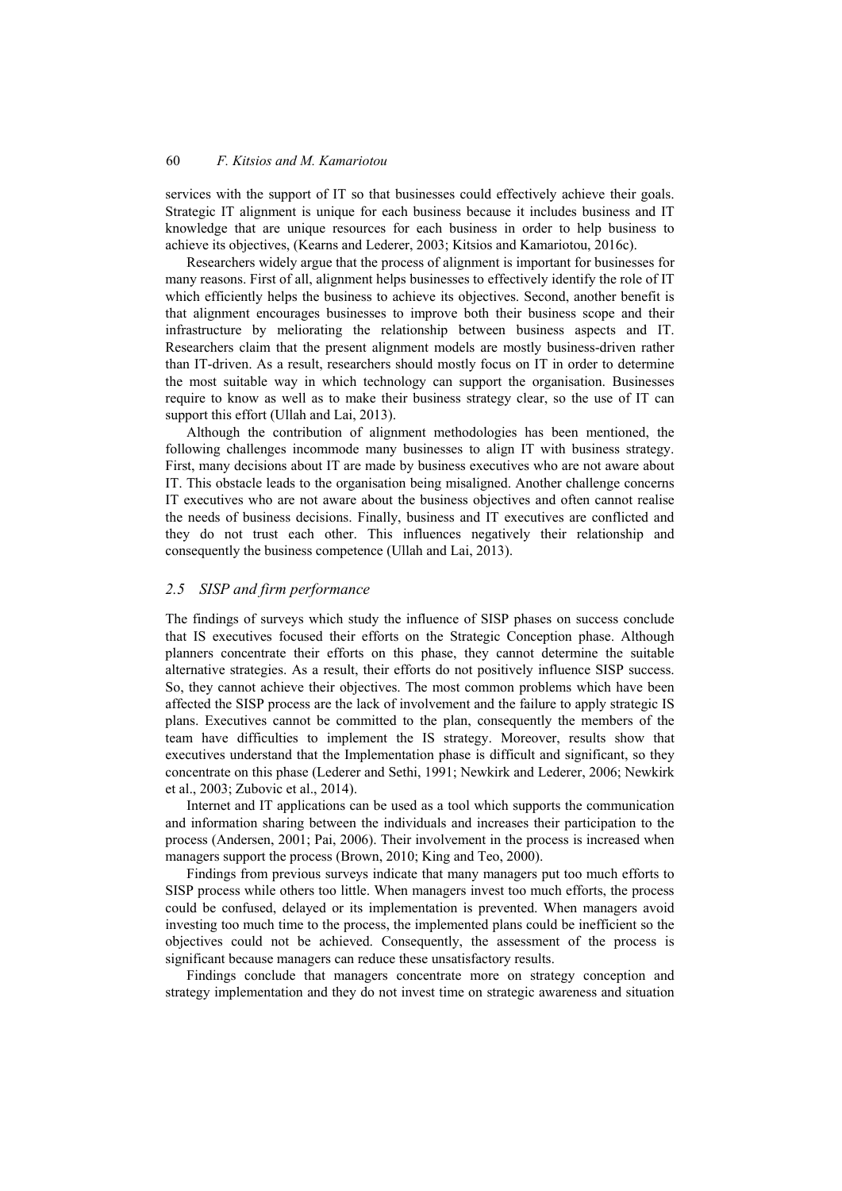services with the support of IT so that businesses could effectively achieve their goals. Strategic IT alignment is unique for each business because it includes business and IT knowledge that are unique resources for each business in order to help business to achieve its objectives, (Kearns and Lederer, 2003; Kitsios and Kamariotou, 2016c).

Researchers widely argue that the process of alignment is important for businesses for many reasons. First of all, alignment helps businesses to effectively identify the role of IT which efficiently helps the business to achieve its objectives. Second, another benefit is that alignment encourages businesses to improve both their business scope and their infrastructure by meliorating the relationship between business aspects and IT. Researchers claim that the present alignment models are mostly business-driven rather than IT-driven. As a result, researchers should mostly focus on IT in order to determine the most suitable way in which technology can support the organisation. Businesses require to know as well as to make their business strategy clear, so the use of IT can support this effort (Ullah and Lai, 2013).

Although the contribution of alignment methodologies has been mentioned, the following challenges incommode many businesses to align IT with business strategy. First, many decisions about IT are made by business executives who are not aware about IT. This obstacle leads to the organisation being misaligned. Another challenge concerns IT executives who are not aware about the business objectives and often cannot realise the needs of business decisions. Finally, business and IT executives are conflicted and they do not trust each other. This influences negatively their relationship and consequently the business competence (Ullah and Lai, 2013).

### *2.5 SISP and firm performance*

The findings of surveys which study the influence of SISP phases on success conclude that IS executives focused their efforts on the Strategic Conception phase. Although planners concentrate their efforts on this phase, they cannot determine the suitable alternative strategies. As a result, their efforts do not positively influence SISP success. So, they cannot achieve their objectives. The most common problems which have been affected the SISP process are the lack of involvement and the failure to apply strategic IS plans. Executives cannot be committed to the plan, consequently the members of the team have difficulties to implement the IS strategy. Moreover, results show that executives understand that the Implementation phase is difficult and significant, so they concentrate on this phase (Lederer and Sethi, 1991; Newkirk and Lederer, 2006; Newkirk et al., 2003; Zubovic et al., 2014).

Internet and IT applications can be used as a tool which supports the communication and information sharing between the individuals and increases their participation to the process (Andersen, 2001; Pai, 2006). Their involvement in the process is increased when managers support the process (Brown, 2010; King and Teo, 2000).

Findings from previous surveys indicate that many managers put too much efforts to SISP process while others too little. When managers invest too much efforts, the process could be confused, delayed or its implementation is prevented. When managers avoid investing too much time to the process, the implemented plans could be inefficient so the objectives could not be achieved. Consequently, the assessment of the process is significant because managers can reduce these unsatisfactory results.

Findings conclude that managers concentrate more on strategy conception and strategy implementation and they do not invest time on strategic awareness and situation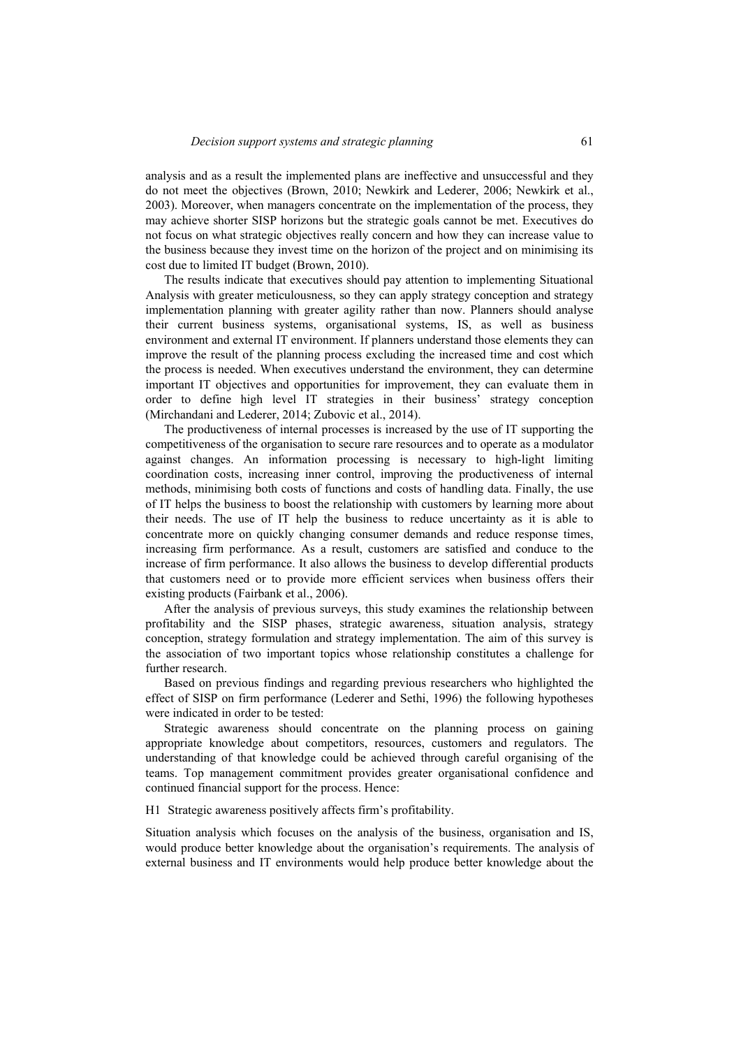analysis and as a result the implemented plans are ineffective and unsuccessful and they do not meet the objectives (Brown, 2010; Newkirk and Lederer, 2006; Newkirk et al., 2003). Moreover, when managers concentrate on the implementation of the process, they may achieve shorter SISP horizons but the strategic goals cannot be met. Executives do not focus on what strategic objectives really concern and how they can increase value to the business because they invest time on the horizon of the project and on minimising its cost due to limited IT budget (Brown, 2010).

The results indicate that executives should pay attention to implementing Situational Analysis with greater meticulousness, so they can apply strategy conception and strategy implementation planning with greater agility rather than now. Planners should analyse their current business systems, organisational systems, IS, as well as business environment and external IT environment. If planners understand those elements they can improve the result of the planning process excluding the increased time and cost which the process is needed. When executives understand the environment, they can determine important IT objectives and opportunities for improvement, they can evaluate them in order to define high level IT strategies in their business' strategy conception (Mirchandani and Lederer, 2014; Zubovic et al., 2014).

The productiveness of internal processes is increased by the use of IT supporting the competitiveness of the organisation to secure rare resources and to operate as a modulator against changes. An information processing is necessary to high-light limiting coordination costs, increasing inner control, improving the productiveness of internal methods, minimising both costs of functions and costs of handling data. Finally, the use of IT helps the business to boost the relationship with customers by learning more about their needs. The use of IT help the business to reduce uncertainty as it is able to concentrate more on quickly changing consumer demands and reduce response times, increasing firm performance. As a result, customers are satisfied and conduce to the increase of firm performance. It also allows the business to develop differential products that customers need or to provide more efficient services when business offers their existing products (Fairbank et al., 2006).

After the analysis of previous surveys, this study examines the relationship between profitability and the SISP phases, strategic awareness, situation analysis, strategy conception, strategy formulation and strategy implementation. The aim of this survey is the association of two important topics whose relationship constitutes a challenge for further research.

Based on previous findings and regarding previous researchers who highlighted the effect of SISP on firm performance (Lederer and Sethi, 1996) the following hypotheses were indicated in order to be tested:

Strategic awareness should concentrate on the planning process on gaining appropriate knowledge about competitors, resources, customers and regulators. The understanding of that knowledge could be achieved through careful organising of the teams. Top management commitment provides greater organisational confidence and continued financial support for the process. Hence:

H1 Strategic awareness positively affects firm's profitability.

Situation analysis which focuses on the analysis of the business, organisation and IS, would produce better knowledge about the organisation's requirements. The analysis of external business and IT environments would help produce better knowledge about the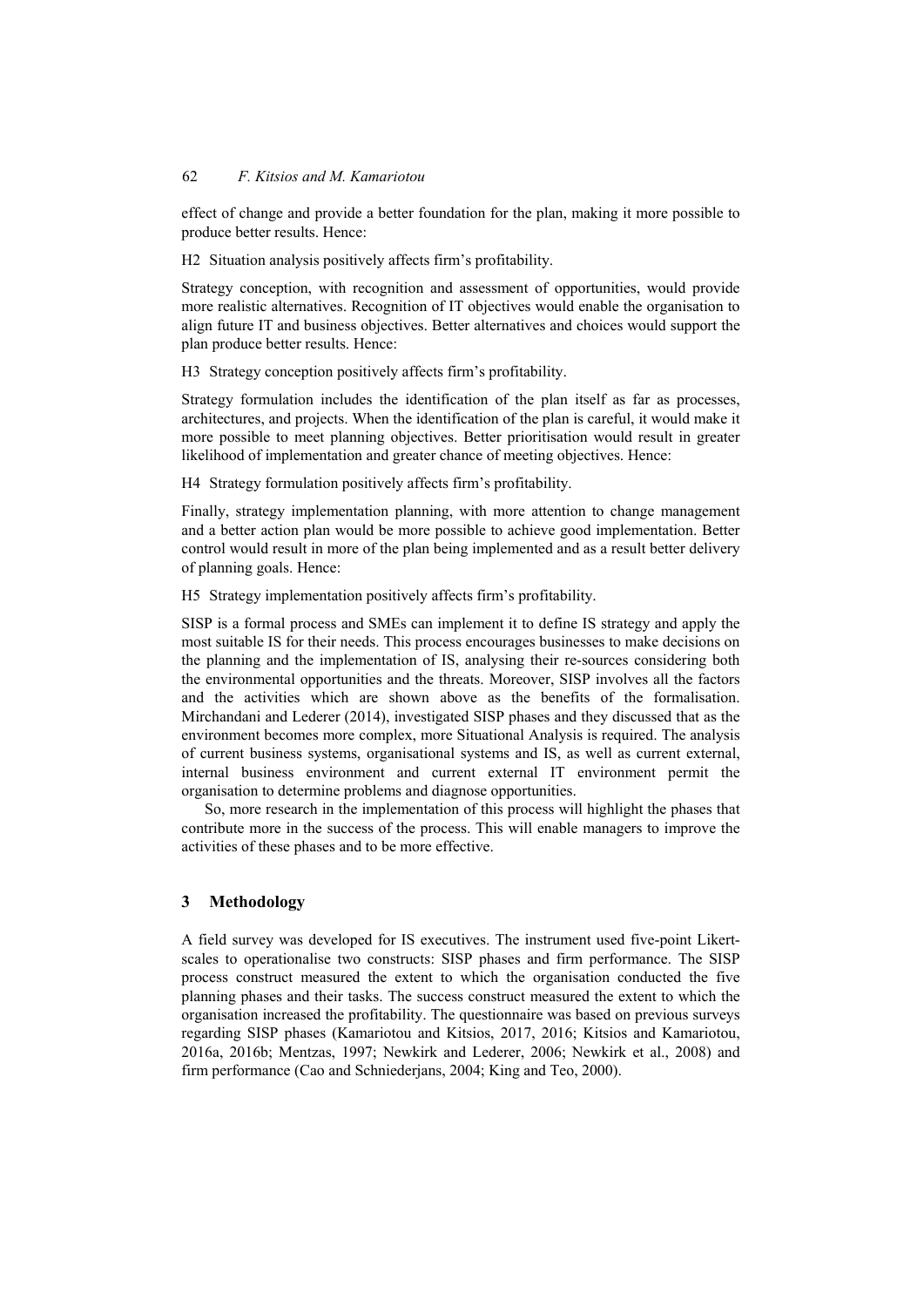effect of change and provide a better foundation for the plan, making it more possible to produce better results. Hence:

H2 Situation analysis positively affects firm's profitability.

Strategy conception, with recognition and assessment of opportunities, would provide more realistic alternatives. Recognition of IT objectives would enable the organisation to align future IT and business objectives. Better alternatives and choices would support the plan produce better results. Hence:

H3 Strategy conception positively affects firm's profitability.

Strategy formulation includes the identification of the plan itself as far as processes, architectures, and projects. When the identification of the plan is careful, it would make it more possible to meet planning objectives. Better prioritisation would result in greater likelihood of implementation and greater chance of meeting objectives. Hence:

H4 Strategy formulation positively affects firm's profitability.

Finally, strategy implementation planning, with more attention to change management and a better action plan would be more possible to achieve good implementation. Better control would result in more of the plan being implemented and as a result better delivery of planning goals. Hence:

H5 Strategy implementation positively affects firm's profitability.

SISP is a formal process and SMEs can implement it to define IS strategy and apply the most suitable IS for their needs. This process encourages businesses to make decisions on the planning and the implementation of IS, analysing their re-sources considering both the environmental opportunities and the threats. Moreover, SISP involves all the factors and the activities which are shown above as the benefits of the formalisation. Mirchandani and Lederer (2014), investigated SISP phases and they discussed that as the environment becomes more complex, more Situational Analysis is required. The analysis of current business systems, organisational systems and IS, as well as current external, internal business environment and current external IT environment permit the organisation to determine problems and diagnose opportunities.

So, more research in the implementation of this process will highlight the phases that contribute more in the success of the process. This will enable managers to improve the activities of these phases and to be more effective.

## 3 Methodology

A field survey was developed for IS executives. The instrument used five-point Likert-scales to operationalise two constructs: SISP phases and firm performance. The SISP process construct measured the extent to which the organisation conducted the five planning phases and their tasks. The success construct measured the extent to which the organisation increased the profitability. The questionnaire was based on previous surveys regarding SISP phases (Kamariotou and Kitsios, 2017, 2016; Kitsios and Kamariotou, 2016a, 2016b; Mentzas, 1997; Newkirk and Lederer, 2006; Newkirk et al., 2008) and firm performance (Cao and Schniederjans, 2004; King and Teo, 2000).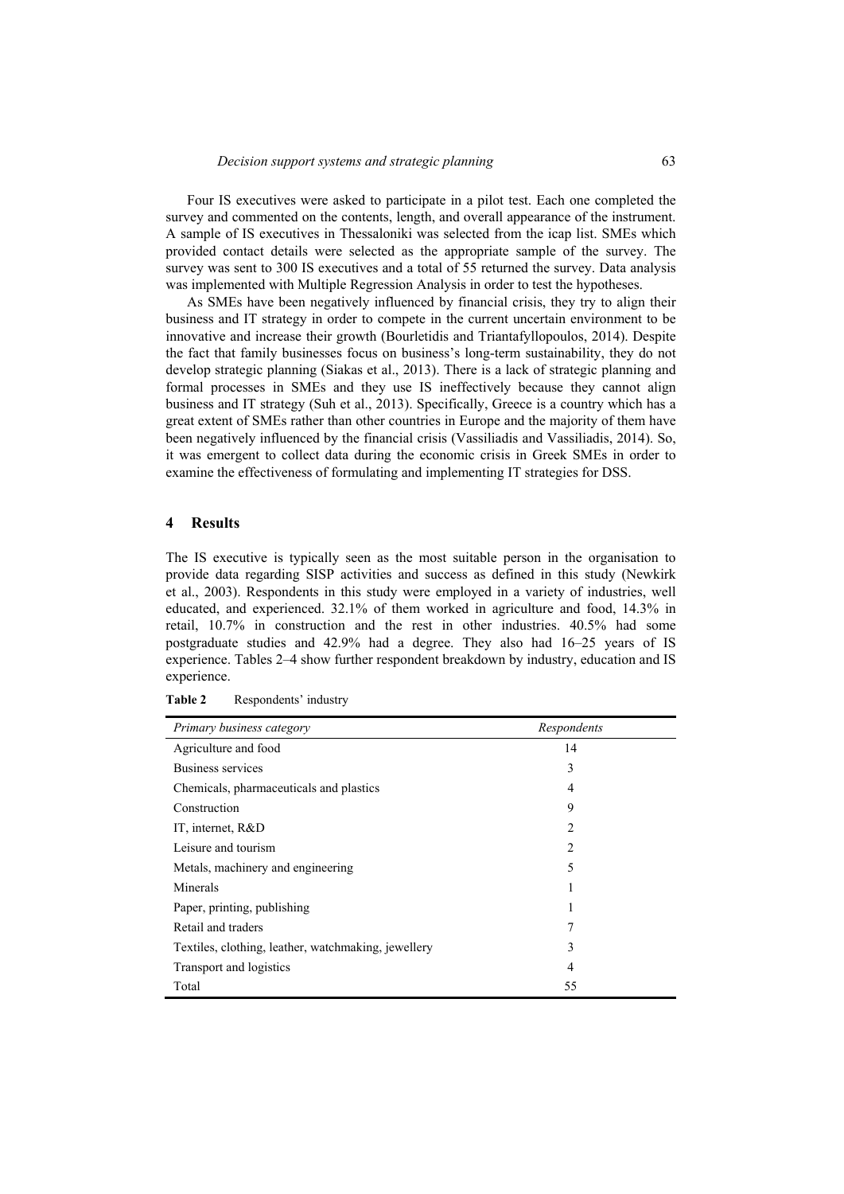Four IS executives were asked to participate in a pilot test. Each one completed the survey and commented on the contents, length, and overall appearance of the instrument. A sample of IS executives in Thessaloniki was selected from the icap list. SMEs which provided contact details were selected as the appropriate sample of the survey. The survey was sent to 300 IS executives and a total of 55 returned the survey. Data analysis was implemented with Multiple Regression Analysis in order to test the hypotheses.

As SMEs have been negatively influenced by financial crisis, they try to align their business and IT strategy in order to compete in the current uncertain environment to be innovative and increase their growth (Bourletidis and Triantafyllopoulos, 2014). Despite the fact that family businesses focus on business's long-term sustainability, they do not develop strategic planning (Siakas et al., 2013). There is a lack of strategic planning and formal processes in SMEs and they use IS ineffectively because they cannot align business and IT strategy (Suh et al., 2013). Specifically, Greece is a country which has a great extent of SMEs rather than other countries in Europe and the majority of them have been negatively influenced by the financial crisis (Vassiliadis and Vassiliadis, 2014). So, it was emergent to collect data during the economic crisis in Greek SMEs in order to examine the effectiveness of formulating and implementing IT strategies for DSS.

## 4 Results

The IS executive is typically seen as the most suitable person in the organisation to provide data regarding SISP activities and success as defined in this study (Newkirk et al., 2003). Respondents in this study were employed in a variety of industries, well educated, and experienced. 32.1% of them worked in agriculture and food, 14.3% in retail, 10.7% in construction and the rest in other industries. 40.5% had some postgraduate studies and 42.9% had a degree. They also had 16–25 years of IS experience. Tables 2–4 show further respondent breakdown by industry, education and IS experience.

**Table 2** Respondents' industry

| *Primary business category* | *Respondents* |
|---|---|
| Agriculture and food | 14 |
| Business services | 3 |
| Chemicals, pharmaceuticals and plastics | 4 |
| Construction | 9 |
| IT, internet, R&D | 2 |
| Leisure and tourism | 2 |
| Metals, machinery and engineering | 5 |
| Minerals | 1 |
| Paper, printing, publishing | 1 |
| Retail and traders | 7 |
| Textiles, clothing, leather, watchmaking, jewellery | 3 |
| Transport and logistics | 4 |
| Total | 55 |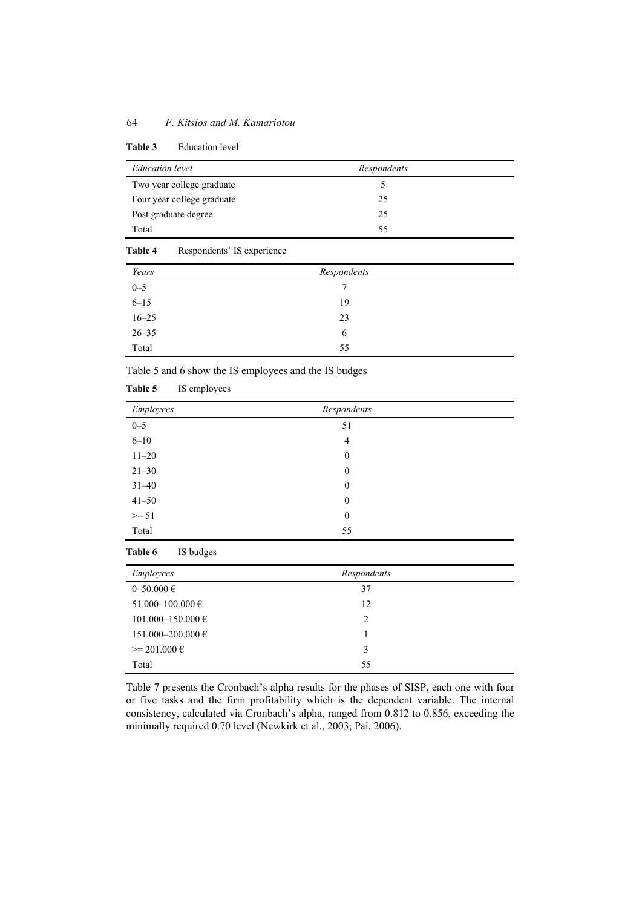**Table 3** Education level

| *Education level* | *Respondents* |
|---|---|
| Two year college graduate | 5 |
| Four year college graduate | 25 |
| Post graduate degree | 25 |
| Total | 55 |

**Table 4** Respondents' IS experience

| *Years* | *Respondents* |
|---|---|
| 0–5 | 7 |
| 6–15 | 19 |
| 16–25 | 23 |
| 26–35 | 6 |
| Total | 55 |

Table 5 and 6 show the IS employees and the IS budges

**Table 5** IS employees

| *Employees* | *Respondents* |
|---|---|
| 0–5 | 51 |
| 6–10 | 4 |
| 11–20 | 0 |
| 21–30 | 0 |
| 31–40 | 0 |
| 41–50 | 0 |
| >= 51 | 0 |
| Total | 55 |

**Table 6** IS budges

| *Employees* | *Respondents* |
|---|---|
| 0–50.000 € | 37 |
| 51.000–100.000 € | 12 |
| 101.000–150.000 € | 2 |
| 151.000–200.000 € | 1 |
| >= 201.000 € | 3 |
| Total | 55 |

Table 7 presents the Cronbach's alpha results for the phases of SISP, each one with four or five tasks and the firm profitability which is the dependent variable. The internal consistency, calculated via Cronbach's alpha, ranged from 0.812 to 0.856, exceeding the minimally required 0.70 level (Newkirk et al., 2003; Pai, 2006).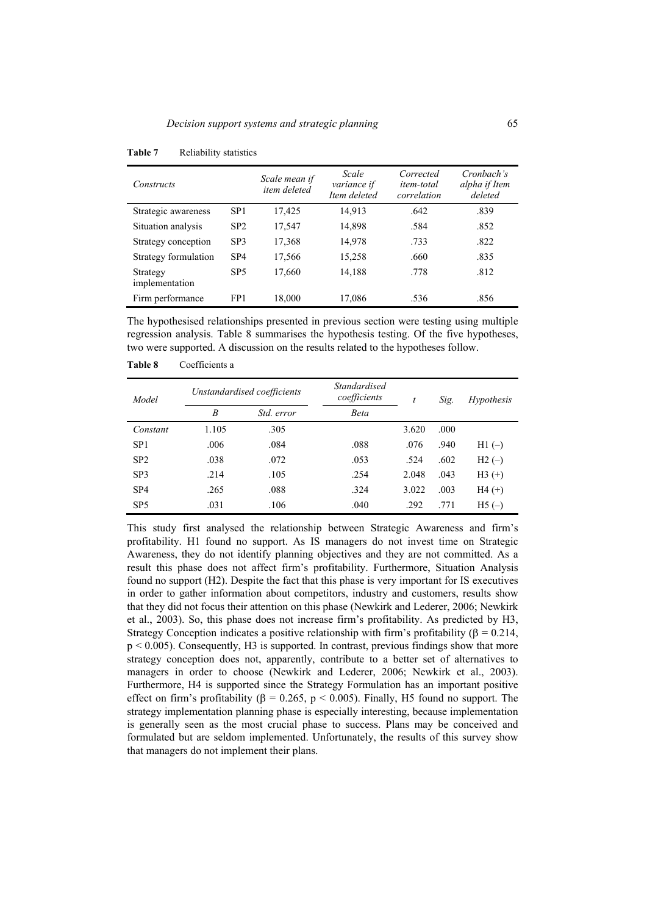**Table 7** Reliability statistics

| *Constructs* | | *Scale mean if item deleted* | *Scale variance if Item deleted* | *Corrected item-total correlation* | *Cronbach's alpha if Item deleted* |
|---|---|---|---|---|---|
| Strategic awareness | SP1 | 17,425 | 14,913 | .642 | .839 |
| Situation analysis | SP2 | 17,547 | 14,898 | .584 | .852 |
| Strategy conception | SP3 | 17,368 | 14,978 | .733 | .822 |
| Strategy formulation | SP4 | 17,566 | 15,258 | .660 | .835 |
| Strategy implementation | SP5 | 17,660 | 14,188 | .778 | .812 |
| Firm performance | FP1 | 18,000 | 17,086 | .536 | .856 |

The hypothesised relationships presented in previous section were testing using multiple regression analysis. Table 8 summarises the hypothesis testing. Of the five hypotheses, two were supported. A discussion on the results related to the hypotheses follow.

**Table 8** Coefficients a

| *Model* | *Unstandardised coefficients* | | *Standardised coefficients* | *t* | *Sig.* | *Hypothesis* |
|---|---|---|---|---|---|---|
| | *B* | *Std. error* | *Beta* | | | |
| *Constant* | 1.105 | .305 | | 3.620 | .000 | |
| SP1 | .006 | .084 | .088 | .076 | .940 | H1 (–) |
| SP2 | .038 | .072 | .053 | .524 | .602 | H2 (–) |
| SP3 | .214 | .105 | .254 | 2.048 | .043 | H3 (+) |
| SP4 | .265 | .088 | .324 | 3.022 | .003 | H4 (+) |
| SP5 | .031 | .106 | .040 | .292 | .771 | H5 (–) |

This study first analysed the relationship between Strategic Awareness and firm's profitability. H1 found no support. As IS managers do not invest time on Strategic Awareness, they do not identify planning objectives and they are not committed. As a result this phase does not affect firm's profitability. Furthermore, Situation Analysis found no support (H2). Despite the fact that this phase is very important for IS executives in order to gather information about competitors, industry and customers, results show that they did not focus their attention on this phase (Newkirk and Lederer, 2006; Newkirk et al., 2003). So, this phase does not increase firm's profitability. As predicted by H3, Strategy Conception indicates a positive relationship with firm's profitability ($\beta = 0.214$, $p < 0.005$). Consequently, H3 is supported. In contrast, previous findings show that more strategy conception does not, apparently, contribute to a better set of alternatives to managers in order to choose (Newkirk and Lederer, 2006; Newkirk et al., 2003). Furthermore, H4 is supported since the Strategy Formulation has an important positive effect on firm's profitability ($\beta = 0.265$, $p < 0.005$). Finally, H5 found no support. The strategy implementation planning phase is especially interesting, because implementation is generally seen as the most crucial phase to success. Plans may be conceived and formulated but are seldom implemented. Unfortunately, the results of this survey show that managers do not implement their plans.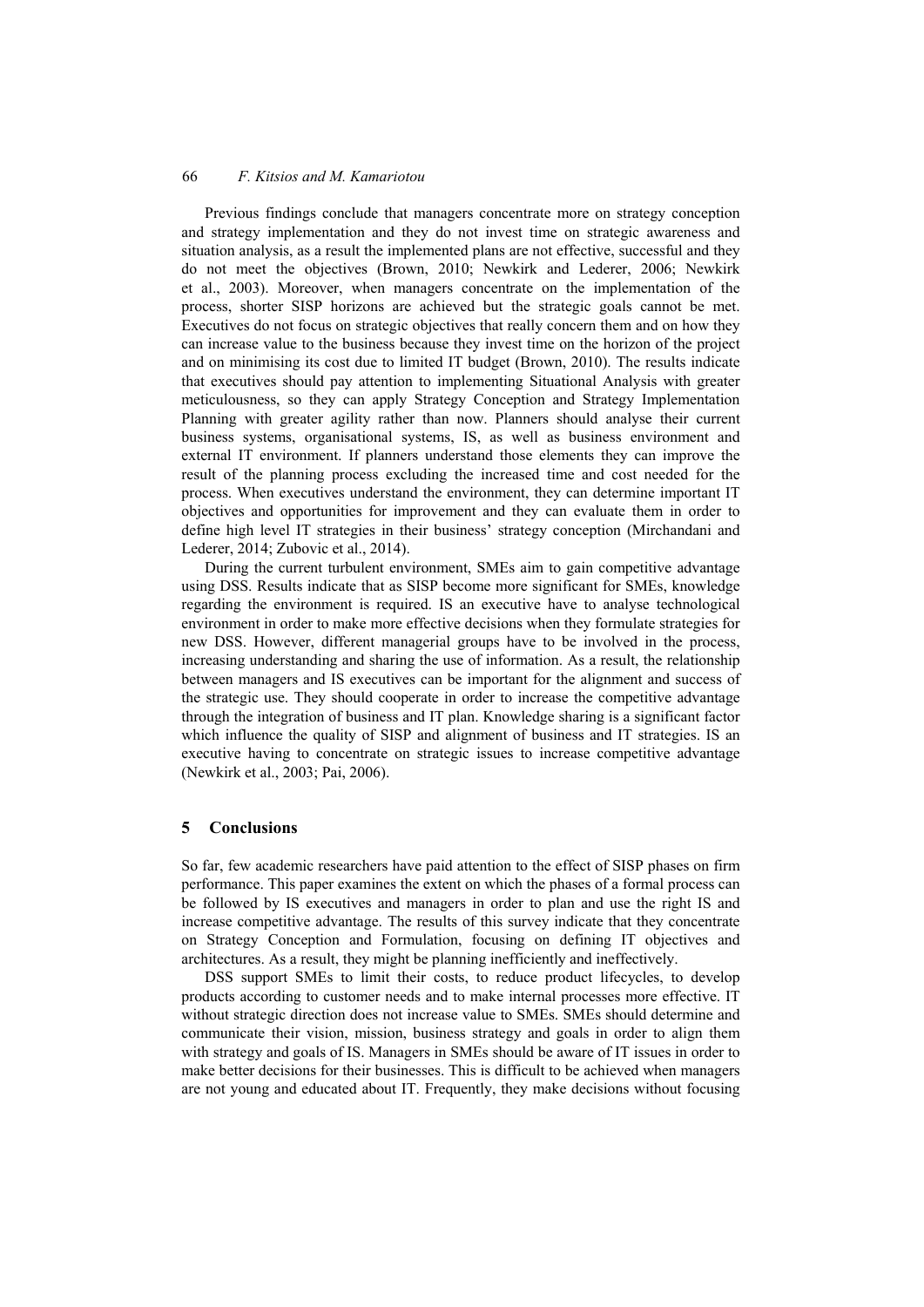Previous findings conclude that managers concentrate more on strategy conception and strategy implementation and they do not invest time on strategic awareness and situation analysis, as a result the implemented plans are not effective, successful and they do not meet the objectives (Brown, 2010; Newkirk and Lederer, 2006; Newkirk et al., 2003). Moreover, when managers concentrate on the implementation of the process, shorter SISP horizons are achieved but the strategic goals cannot be met. Executives do not focus on strategic objectives that really concern them and on how they can increase value to the business because they invest time on the horizon of the project and on minimising its cost due to limited IT budget (Brown, 2010). The results indicate that executives should pay attention to implementing Situational Analysis with greater meticulousness, so they can apply Strategy Conception and Strategy Implementation Planning with greater agility rather than now. Planners should analyse their current business systems, organisational systems, IS, as well as business environment and external IT environment. If planners understand those elements they can improve the result of the planning process excluding the increased time and cost needed for the process. When executives understand the environment, they can determine important IT objectives and opportunities for improvement and they can evaluate them in order to define high level IT strategies in their business' strategy conception (Mirchandani and Lederer, 2014; Zubovic et al., 2014).

During the current turbulent environment, SMEs aim to gain competitive advantage using DSS. Results indicate that as SISP become more significant for SMEs, knowledge regarding the environment is required. IS an executive have to analyse technological environment in order to make more effective decisions when they formulate strategies for new DSS. However, different managerial groups have to be involved in the process, increasing understanding and sharing the use of information. As a result, the relationship between managers and IS executives can be important for the alignment and success of the strategic use. They should cooperate in order to increase the competitive advantage through the integration of business and IT plan. Knowledge sharing is a significant factor which influence the quality of SISP and alignment of business and IT strategies. IS an executive having to concentrate on strategic issues to increase competitive advantage (Newkirk et al., 2003; Pai, 2006).

## 5 Conclusions

So far, few academic researchers have paid attention to the effect of SISP phases on firm performance. This paper examines the extent on which the phases of a formal process can be followed by IS executives and managers in order to plan and use the right IS and increase competitive advantage. The results of this survey indicate that they concentrate on Strategy Conception and Formulation, focusing on defining IT objectives and architectures. As a result, they might be planning inefficiently and ineffectively.

DSS support SMEs to limit their costs, to reduce product lifecycles, to develop products according to customer needs and to make internal processes more effective. IT without strategic direction does not increase value to SMEs. SMEs should determine and communicate their vision, mission, business strategy and goals in order to align them with strategy and goals of IS. Managers in SMEs should be aware of IT issues in order to make better decisions for their businesses. This is difficult to be achieved when managers are not young and educated about IT. Frequently, they make decisions without focusing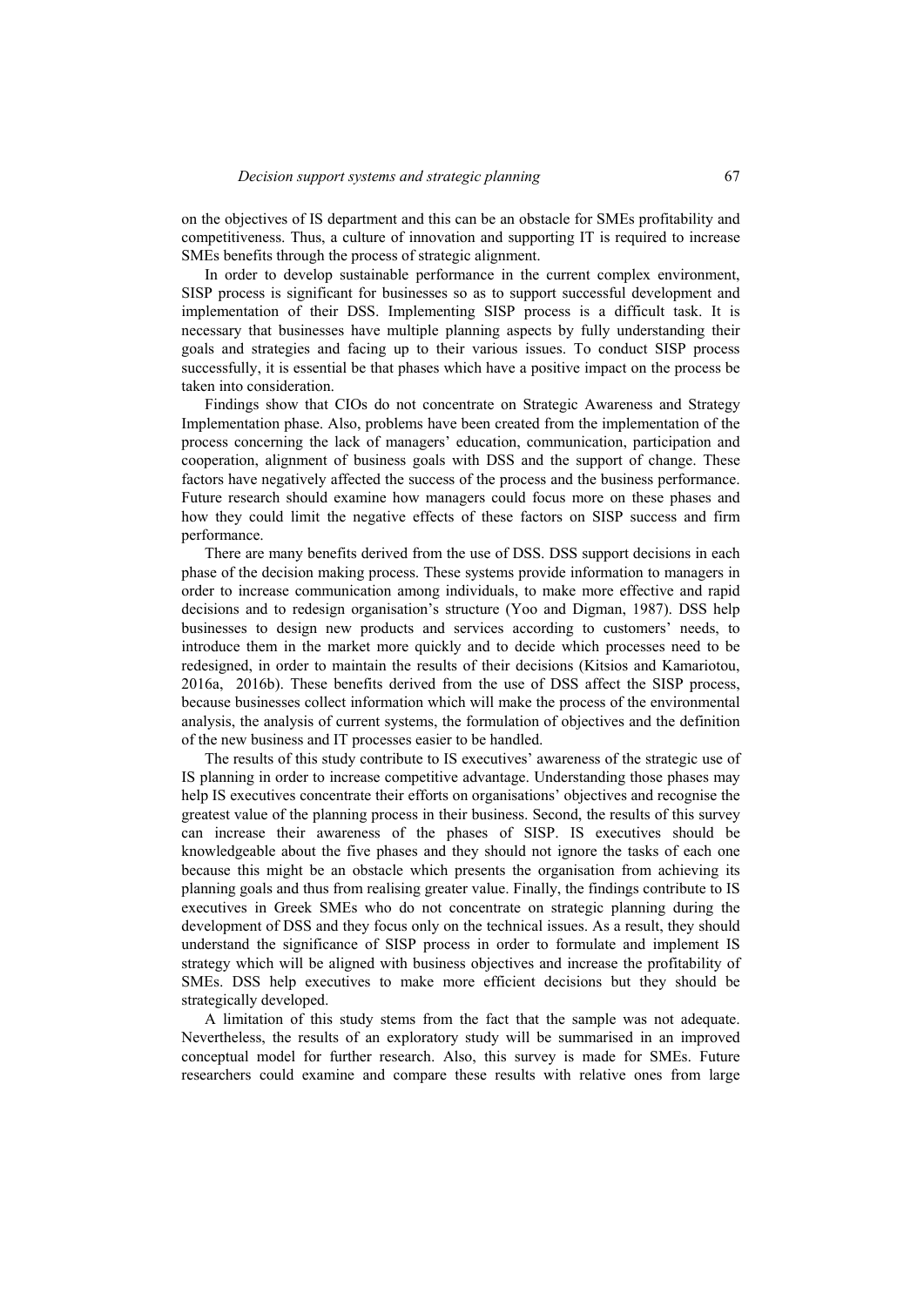on the objectives of IS department and this can be an obstacle for SMEs profitability and competitiveness. Thus, a culture of innovation and supporting IT is required to increase SMEs benefits through the process of strategic alignment.

In order to develop sustainable performance in the current complex environment, SISP process is significant for businesses so as to support successful development and implementation of their DSS. Implementing SISP process is a difficult task. It is necessary that businesses have multiple planning aspects by fully understanding their goals and strategies and facing up to their various issues. To conduct SISP process successfully, it is essential be that phases which have a positive impact on the process be taken into consideration.

Findings show that CIOs do not concentrate on Strategic Awareness and Strategy Implementation phase. Also, problems have been created from the implementation of the process concerning the lack of managers' education, communication, participation and cooperation, alignment of business goals with DSS and the support of change. These factors have negatively affected the success of the process and the business performance. Future research should examine how managers could focus more on these phases and how they could limit the negative effects of these factors on SISP success and firm performance.

There are many benefits derived from the use of DSS. DSS support decisions in each phase of the decision making process. These systems provide information to managers in order to increase communication among individuals, to make more effective and rapid decisions and to redesign organisation's structure (Yoo and Digman, 1987). DSS help businesses to design new products and services according to customers' needs, to introduce them in the market more quickly and to decide which processes need to be redesigned, in order to maintain the results of their decisions (Kitsios and Kamariotou, 2016a, 2016b). These benefits derived from the use of DSS affect the SISP process, because businesses collect information which will make the process of the environmental analysis, the analysis of current systems, the formulation of objectives and the definition of the new business and IT processes easier to be handled.

The results of this study contribute to IS executives' awareness of the strategic use of IS planning in order to increase competitive advantage. Understanding those phases may help IS executives concentrate their efforts on organisations' objectives and recognise the greatest value of the planning process in their business. Second, the results of this survey can increase their awareness of the phases of SISP. IS executives should be knowledgeable about the five phases and they should not ignore the tasks of each one because this might be an obstacle which presents the organisation from achieving its planning goals and thus from realising greater value. Finally, the findings contribute to IS executives in Greek SMEs who do not concentrate on strategic planning during the development of DSS and they focus only on the technical issues. As a result, they should understand the significance of SISP process in order to formulate and implement IS strategy which will be aligned with business objectives and increase the profitability of SMEs. DSS help executives to make more efficient decisions but they should be strategically developed.

A limitation of this study stems from the fact that the sample was not adequate. Nevertheless, the results of an exploratory study will be summarised in an improved conceptual model for further research. Also, this survey is made for SMEs. Future researchers could examine and compare these results with relative ones from large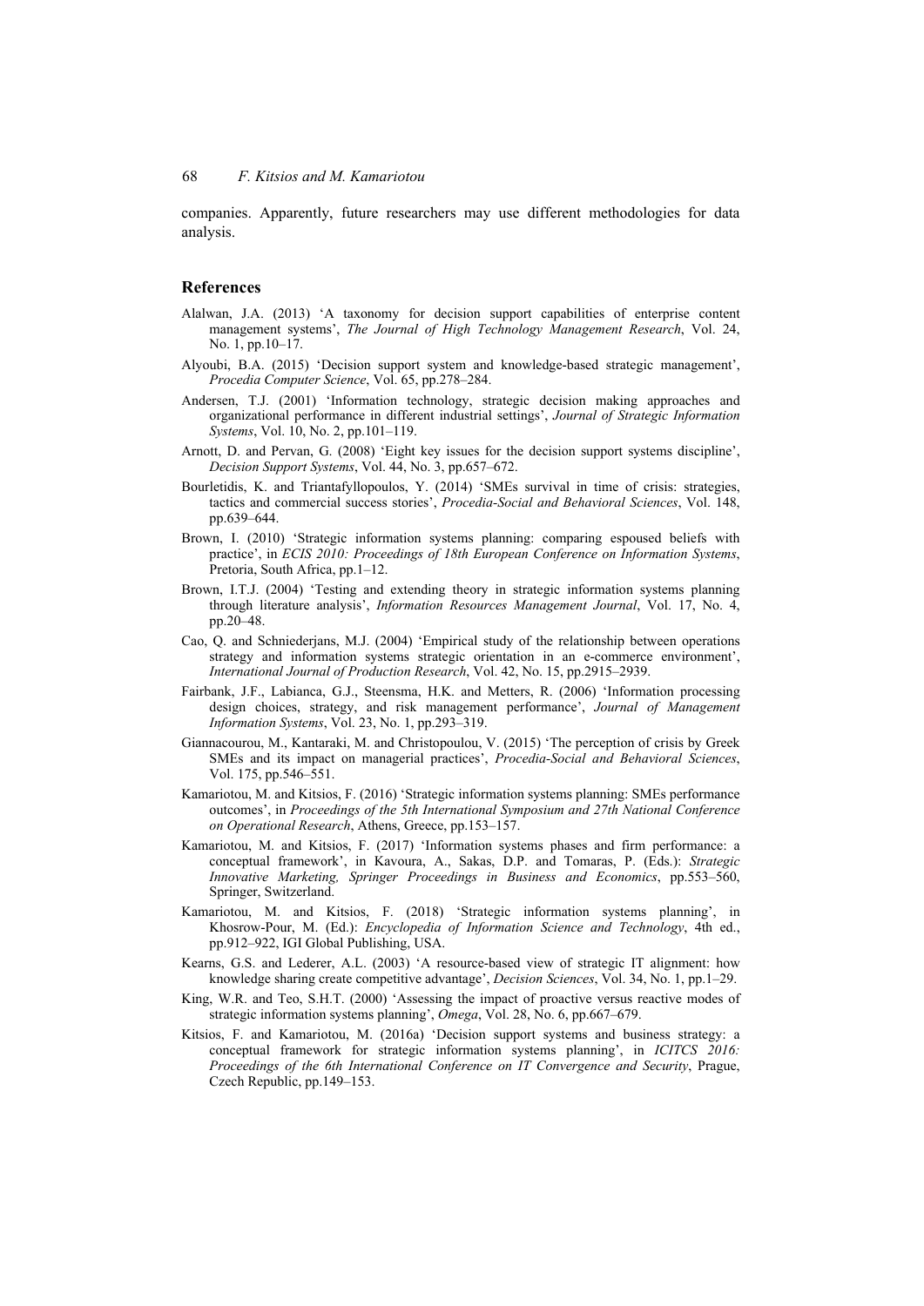companies. Apparently, future researchers may use different methodologies for data analysis.

## References

Alalwan, J.A. (2013) 'A taxonomy for decision support capabilities of enterprise content management systems', *The Journal of High Technology Management Research*, Vol. 24, No. 1, pp.10–17.

Alyoubi, B.A. (2015) 'Decision support system and knowledge-based strategic management', *Procedia Computer Science*, Vol. 65, pp.278–284.

Andersen, T.J. (2001) 'Information technology, strategic decision making approaches and organizational performance in different industrial settings', *Journal of Strategic Information Systems*, Vol. 10, No. 2, pp.101–119.

Arnott, D. and Pervan, G. (2008) 'Eight key issues for the decision support systems discipline', *Decision Support Systems*, Vol. 44, No. 3, pp.657–672.

Bourletidis, K. and Triantafyllopoulos, Y. (2014) 'SMEs survival in time of crisis: strategies, tactics and commercial success stories', *Procedia-Social and Behavioral Sciences*, Vol. 148, pp.639–644.

Brown, I. (2010) 'Strategic information systems planning: comparing espoused beliefs with practice', in *ECIS 2010: Proceedings of 18th European Conference on Information Systems*, Pretoria, South Africa, pp.1–12.

Brown, I.T.J. (2004) 'Testing and extending theory in strategic information systems planning through literature analysis', *Information Resources Management Journal*, Vol. 17, No. 4, pp.20–48.

Cao, Q. and Schniederjans, M.J. (2004) 'Empirical study of the relationship between operations strategy and information systems strategic orientation in an e-commerce environment', *International Journal of Production Research*, Vol. 42, No. 15, pp.2915–2939.

Fairbank, J.F., Labianca, G.J., Steensma, H.K. and Metters, R. (2006) 'Information processing design choices, strategy, and risk management performance', *Journal of Management Information Systems*, Vol. 23, No. 1, pp.293–319.

Giannacourou, M., Kantaraki, M. and Christopoulou, V. (2015) 'The perception of crisis by Greek SMEs and its impact on managerial practices', *Procedia-Social and Behavioral Sciences*, Vol. 175, pp.546–551.

Kamariotou, M. and Kitsios, F. (2016) 'Strategic information systems planning: SMEs performance outcomes', in *Proceedings of the 5th International Symposium and 27th National Conference on Operational Research*, Athens, Greece, pp.153–157.

Kamariotou, M. and Kitsios, F. (2017) 'Information systems phases and firm performance: a conceptual framework', in Kavoura, A., Sakas, D.P. and Tomaras, P. (Eds.): *Strategic Innovative Marketing, Springer Proceedings in Business and Economics*, pp.553–560, Springer, Switzerland.

Kamariotou, M. and Kitsios, F. (2018) 'Strategic information systems planning', in Khosrow-Pour, M. (Ed.): *Encyclopedia of Information Science and Technology*, 4th ed., pp.912–922, IGI Global Publishing, USA.

Kearns, G.S. and Lederer, A.L. (2003) 'A resource-based view of strategic IT alignment: how knowledge sharing create competitive advantage', *Decision Sciences*, Vol. 34, No. 1, pp.1–29.

King, W.R. and Teo, S.H.T. (2000) 'Assessing the impact of proactive versus reactive modes of strategic information systems planning', *Omega*, Vol. 28, No. 6, pp.667–679.

Kitsios, F. and Kamariotou, M. (2016a) 'Decision support systems and business strategy: a conceptual framework for strategic information systems planning', in *ICITCS 2016: Proceedings of the 6th International Conference on IT Convergence and Security*, Prague, Czech Republic, pp.149–153.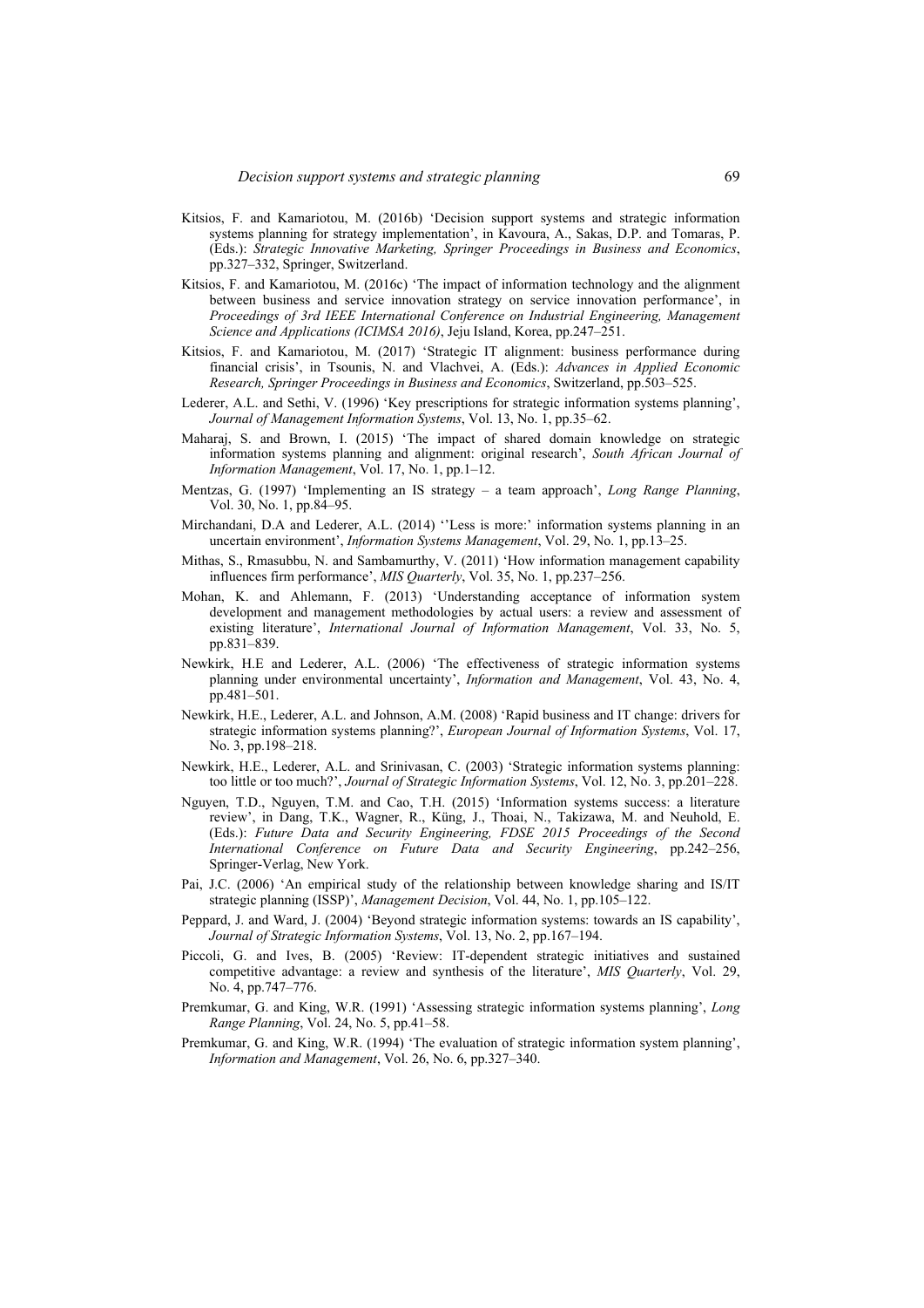Kitsios, F. and Kamariotou, M. (2016b) 'Decision support systems and strategic information systems planning for strategy implementation', in Kavoura, A., Sakas, D.P. and Tomaras, P. (Eds.): *Strategic Innovative Marketing, Springer Proceedings in Business and Economics*, pp.327–332, Springer, Switzerland.

Kitsios, F. and Kamariotou, M. (2016c) 'The impact of information technology and the alignment between business and service innovation strategy on service innovation performance', in *Proceedings of 3rd IEEE International Conference on Industrial Engineering, Management Science and Applications (ICIMSA 2016)*, Jeju Island, Korea, pp.247–251.

Kitsios, F. and Kamariotou, M. (2017) 'Strategic IT alignment: business performance during financial crisis', in Tsounis, N. and Vlachvei, A. (Eds.): *Advances in Applied Economic Research, Springer Proceedings in Business and Economics*, Switzerland, pp.503–525.

Lederer, A.L. and Sethi, V. (1996) 'Key prescriptions for strategic information systems planning', *Journal of Management Information Systems*, Vol. 13, No. 1, pp.35–62.

Maharaj, S. and Brown, I. (2015) 'The impact of shared domain knowledge on strategic information systems planning and alignment: original research', *South African Journal of Information Management*, Vol. 17, No. 1, pp.1–12.

Mentzas, G. (1997) 'Implementing an IS strategy – a team approach', *Long Range Planning*, Vol. 30, No. 1, pp.84–95.

Mirchandani, D.A and Lederer, A.L. (2014) ''Less is more:' information systems planning in an uncertain environment', *Information Systems Management*, Vol. 29, No. 1, pp.13–25.

Mithas, S., Rmasubbu, N. and Sambamurthy, V. (2011) 'How information management capability influences firm performance', *MIS Quarterly*, Vol. 35, No. 1, pp.237–256.

Mohan, K. and Ahlemann, F. (2013) 'Understanding acceptance of information system development and management methodologies by actual users: a review and assessment of existing literature', *International Journal of Information Management*, Vol. 33, No. 5, pp.831–839.

Newkirk, H.E and Lederer, A.L. (2006) 'The effectiveness of strategic information systems planning under environmental uncertainty', *Information and Management*, Vol. 43, No. 4, pp.481–501.

Newkirk, H.E., Lederer, A.L. and Johnson, A.M. (2008) 'Rapid business and IT change: drivers for strategic information systems planning?', *European Journal of Information Systems*, Vol. 17, No. 3, pp.198–218.

Newkirk, H.E., Lederer, A.L. and Srinivasan, C. (2003) 'Strategic information systems planning: too little or too much?', *Journal of Strategic Information Systems*, Vol. 12, No. 3, pp.201–228.

Nguyen, T.D., Nguyen, T.M. and Cao, T.H. (2015) 'Information systems success: a literature review', in Dang, T.K., Wagner, R., Küng, J., Thoai, N., Takizawa, M. and Neuhold, E. (Eds.): *Future Data and Security Engineering, FDSE 2015 Proceedings of the Second International Conference on Future Data and Security Engineering*, pp.242–256, Springer-Verlag, New York.

Pai, J.C. (2006) 'An empirical study of the relationship between knowledge sharing and IS/IT strategic planning (ISSP)', *Management Decision*, Vol. 44, No. 1, pp.105–122.

Peppard, J. and Ward, J. (2004) 'Beyond strategic information systems: towards an IS capability', *Journal of Strategic Information Systems*, Vol. 13, No. 2, pp.167–194.

Piccoli, G. and Ives, B. (2005) 'Review: IT-dependent strategic initiatives and sustained competitive advantage: a review and synthesis of the literature', *MIS Quarterly*, Vol. 29, No. 4, pp.747–776.

Premkumar, G. and King, W.R. (1991) 'Assessing strategic information systems planning', *Long Range Planning*, Vol. 24, No. 5, pp.41–58.

Premkumar, G. and King, W.R. (1994) 'The evaluation of strategic information system planning', *Information and Management*, Vol. 26, No. 6, pp.327–340.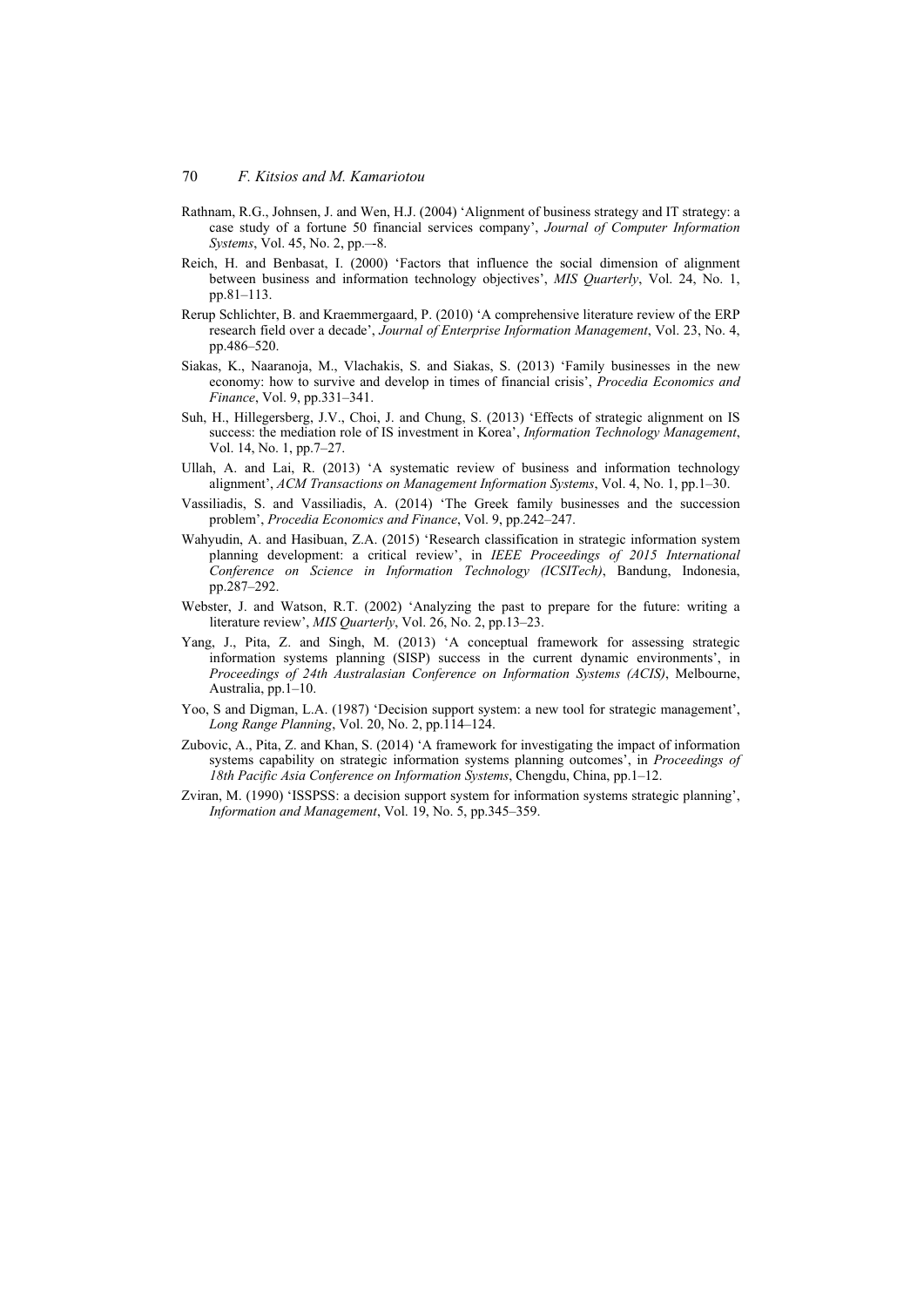Rathnam, R.G., Johnsen, J. and Wen, H.J. (2004) 'Alignment of business strategy and IT strategy: a case study of a fortune 50 financial services company', *Journal of Computer Information Systems*, Vol. 45, No. 2, pp.–-8.

Reich, H. and Benbasat, I. (2000) 'Factors that influence the social dimension of alignment between business and information technology objectives', *MIS Quarterly*, Vol. 24, No. 1, pp.81–113.

Rerup Schlichter, B. and Kraemmergaard, P. (2010) 'A comprehensive literature review of the ERP research field over a decade', *Journal of Enterprise Information Management*, Vol. 23, No. 4, pp.486–520.

Siakas, K., Naaranoja, M., Vlachakis, S. and Siakas, S. (2013) 'Family businesses in the new economy: how to survive and develop in times of financial crisis', *Procedia Economics and Finance*, Vol. 9, pp.331–341.

Suh, H., Hillegersberg, J.V., Choi, J. and Chung, S. (2013) 'Effects of strategic alignment on IS success: the mediation role of IS investment in Korea', *Information Technology Management*, Vol. 14, No. 1, pp.7–27.

Ullah, A. and Lai, R. (2013) 'A systematic review of business and information technology alignment', *ACM Transactions on Management Information Systems*, Vol. 4, No. 1, pp.1–30.

Vassiliadis, S. and Vassiliadis, A. (2014) 'The Greek family businesses and the succession problem', *Procedia Economics and Finance*, Vol. 9, pp.242–247.

Wahyudin, A. and Hasibuan, Z.A. (2015) 'Research classification in strategic information system planning development: a critical review', in *IEEE Proceedings of 2015 International Conference on Science in Information Technology (ICSITech)*, Bandung, Indonesia, pp.287–292.

Webster, J. and Watson, R.T. (2002) 'Analyzing the past to prepare for the future: writing a literature review', *MIS Quarterly*, Vol. 26, No. 2, pp.13–23.

Yang, J., Pita, Z. and Singh, M. (2013) 'A conceptual framework for assessing strategic information systems planning (SISP) success in the current dynamic environments', in *Proceedings of 24th Australasian Conference on Information Systems (ACIS)*, Melbourne, Australia, pp.1–10.

Yoo, S and Digman, L.A. (1987) 'Decision support system: a new tool for strategic management', *Long Range Planning*, Vol. 20, No. 2, pp.114–124.

Zubovic, A., Pita, Z. and Khan, S. (2014) 'A framework for investigating the impact of information systems capability on strategic information systems planning outcomes', in *Proceedings of 18th Pacific Asia Conference on Information Systems*, Chengdu, China, pp.1–12.

Zviran, M. (1990) 'ISSPSS: a decision support system for information systems strategic planning', *Information and Management*, Vol. 19, No. 5, pp.345–359.